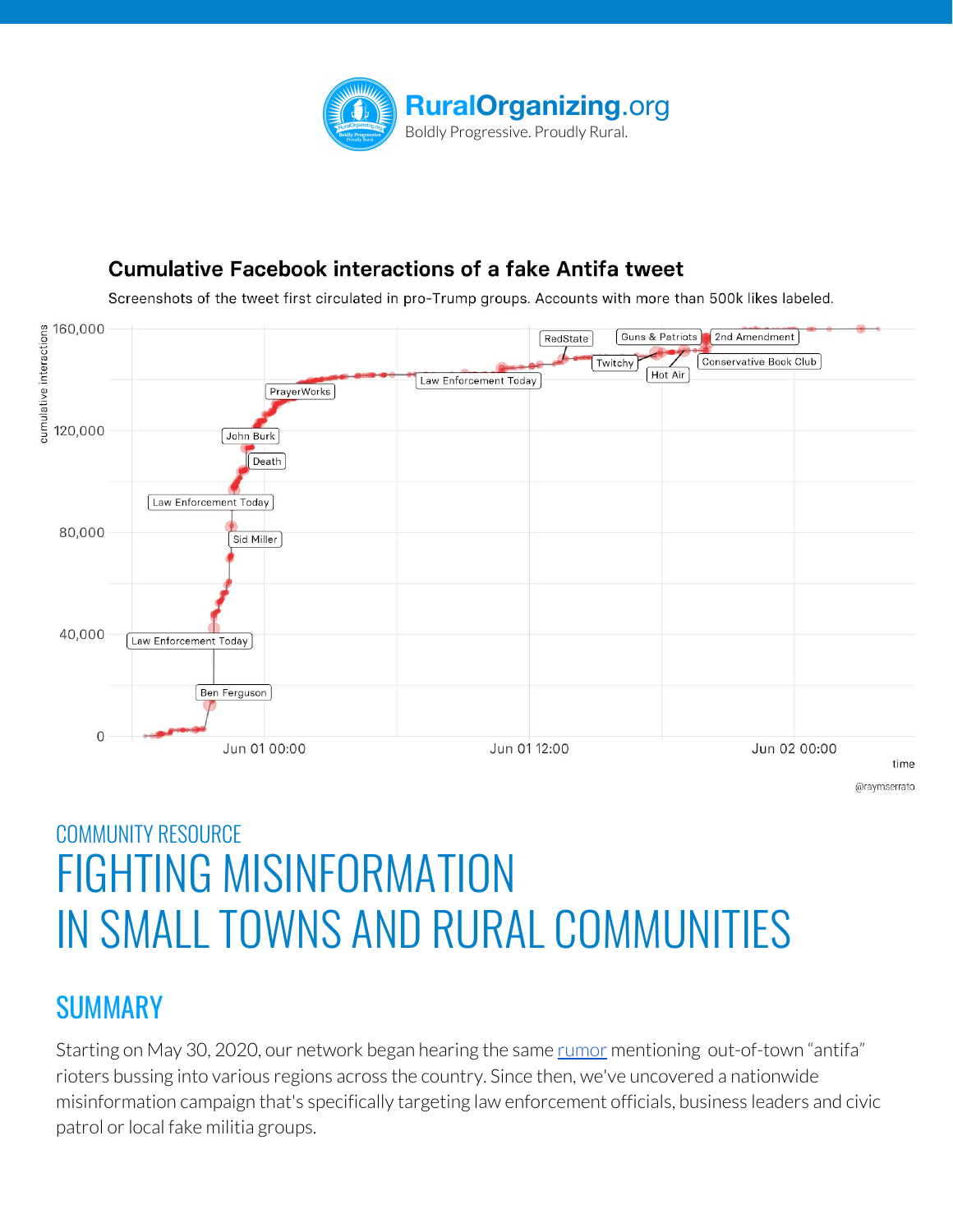RuralOrganizing.org
Boldly Progressive. Proudly Rural.

**Cumulative Facebook interactions of a fake Antifa tweet**

Screenshots of the tweet first circulated in pro-Trump groups. Accounts with more than 500k likes labeled.

COMMUNITY RESOURCE

# FIGHTING MISINFORMATION IN SMALL TOWNS AND RURAL COMMUNITIES

## SUMMARY

Starting on May 30, 2020, our network began hearing the same rumor mentioning out-of-town "antifa" rioters bussing into various regions across the country. Since then, we've uncovered a nationwide misinformation campaign that's specifically targeting law enforcement officials, business leaders and civic patrol or local fake militia groups.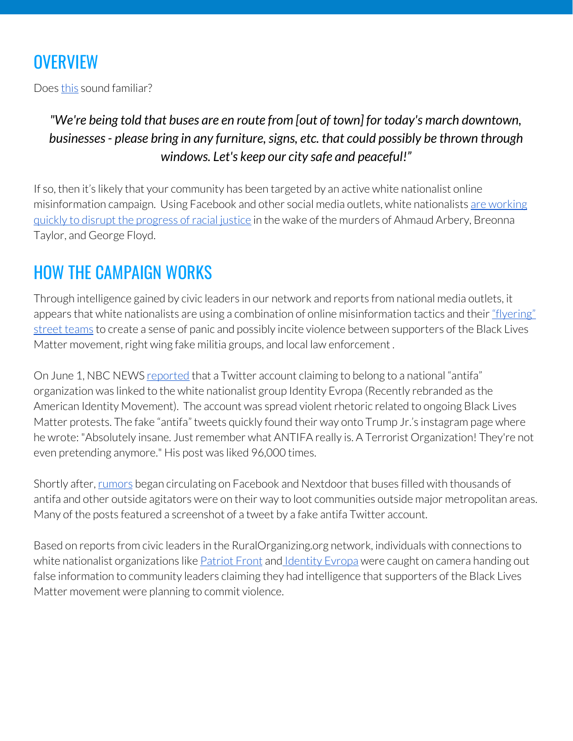## OVERVIEW

Does this sound familiar?

> *"We're being told that buses are en route from [out of town] for today's march downtown, businesses - please bring in any furniture, signs, etc. that could possibly be thrown through windows. Let's keep our city safe and peaceful!"*

If so, then it's likely that your community has been targeted by an active white nationalist online misinformation campaign. Using Facebook and other social media outlets, white nationalists are working quickly to disrupt the progress of racial justice in the wake of the murders of Ahmaud Arbery, Breonna Taylor, and George Floyd.

## HOW THE CAMPAIGN WORKS

Through intelligence gained by civic leaders in our network and reports from national media outlets, it appears that white nationalists are using a combination of online misinformation tactics and their "flyering" street teams to create a sense of panic and possibly incite violence between supporters of the Black Lives Matter movement, right wing fake militia groups, and local law enforcement .

On June 1, NBC NEWS reported that a Twitter account claiming to belong to a national "antifa" organization was linked to the white nationalist group Identity Evropa (Recently rebranded as the American Identity Movement). The account was spread violent rhetoric related to ongoing Black Lives Matter protests. The fake "antifa" tweets quickly found their way onto Trump Jr.'s instagram page where he wrote: "Absolutely insane. Just remember what ANTIFA really is. A Terrorist Organization! They're not even pretending anymore." His post was liked 96,000 times.

Shortly after, rumors began circulating on Facebook and Nextdoor that buses filled with thousands of antifa and other outside agitators were on their way to loot communities outside major metropolitan areas. Many of the posts featured a screenshot of a tweet by a fake antifa Twitter account.

Based on reports from civic leaders in the RuralOrganizing.org network, individuals with connections to white nationalist organizations like Patriot Front and Identity Evropa were caught on camera handing out false information to community leaders claiming they had intelligence that supporters of the Black Lives Matter movement were planning to commit violence.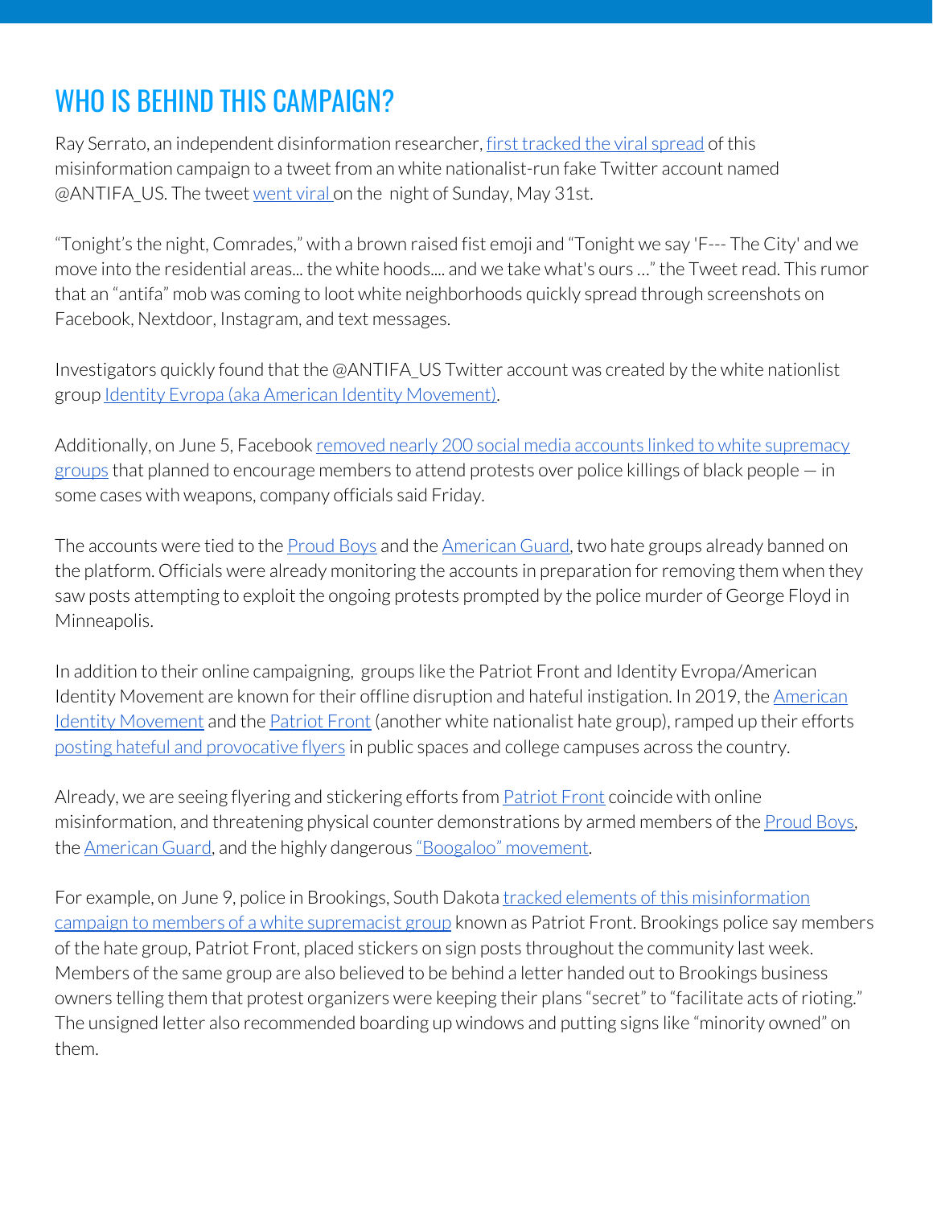## WHO IS BEHIND THIS CAMPAIGN?

Ray Serrato, an independent disinformation researcher, first tracked the viral spread of this misinformation campaign to a tweet from an white nationalist-run fake Twitter account named @ANTIFA_US. The tweet went viral on the night of Sunday, May 31st.

"Tonight's the night, Comrades," with a brown raised fist emoji and "Tonight we say 'F--- The City' and we move into the residential areas... the white hoods.... and we take what's ours …" the Tweet read. This rumor that an "antifa" mob was coming to loot white neighborhoods quickly spread through screenshots on Facebook, Nextdoor, Instagram, and text messages.

Investigators quickly found that the @ANTIFA_US Twitter account was created by the white nationlist group Identity Evropa (aka American Identity Movement).

Additionally, on June 5, Facebook removed nearly 200 social media accounts linked to white supremacy groups that planned to encourage members to attend protests over police killings of black people — in some cases with weapons, company officials said Friday.

The accounts were tied to the Proud Boys and the American Guard, two hate groups already banned on the platform. Officials were already monitoring the accounts in preparation for removing them when they saw posts attempting to exploit the ongoing protests prompted by the police murder of George Floyd in Minneapolis.

In addition to their online campaigning, groups like the Patriot Front and Identity Evropa/American Identity Movement are known for their offline disruption and hateful instigation. In 2019, the American Identity Movement and the Patriot Front (another white nationalist hate group), ramped up their efforts posting hateful and provocative flyers in public spaces and college campuses across the country.

Already, we are seeing flyering and stickering efforts from Patriot Front coincide with online misinformation, and threatening physical counter demonstrations by armed members of the Proud Boys, the American Guard, and the highly dangerous "Boogaloo" movement.

For example, on June 9, police in Brookings, South Dakota tracked elements of this misinformation campaign to members of a white supremacist group known as Patriot Front. Brookings police say members of the hate group, Patriot Front, placed stickers on sign posts throughout the community last week. Members of the same group are also believed to be behind a letter handed out to Brookings business owners telling them that protest organizers were keeping their plans "secret" to "facilitate acts of rioting." The unsigned letter also recommended boarding up windows and putting signs like "minority owned" on them.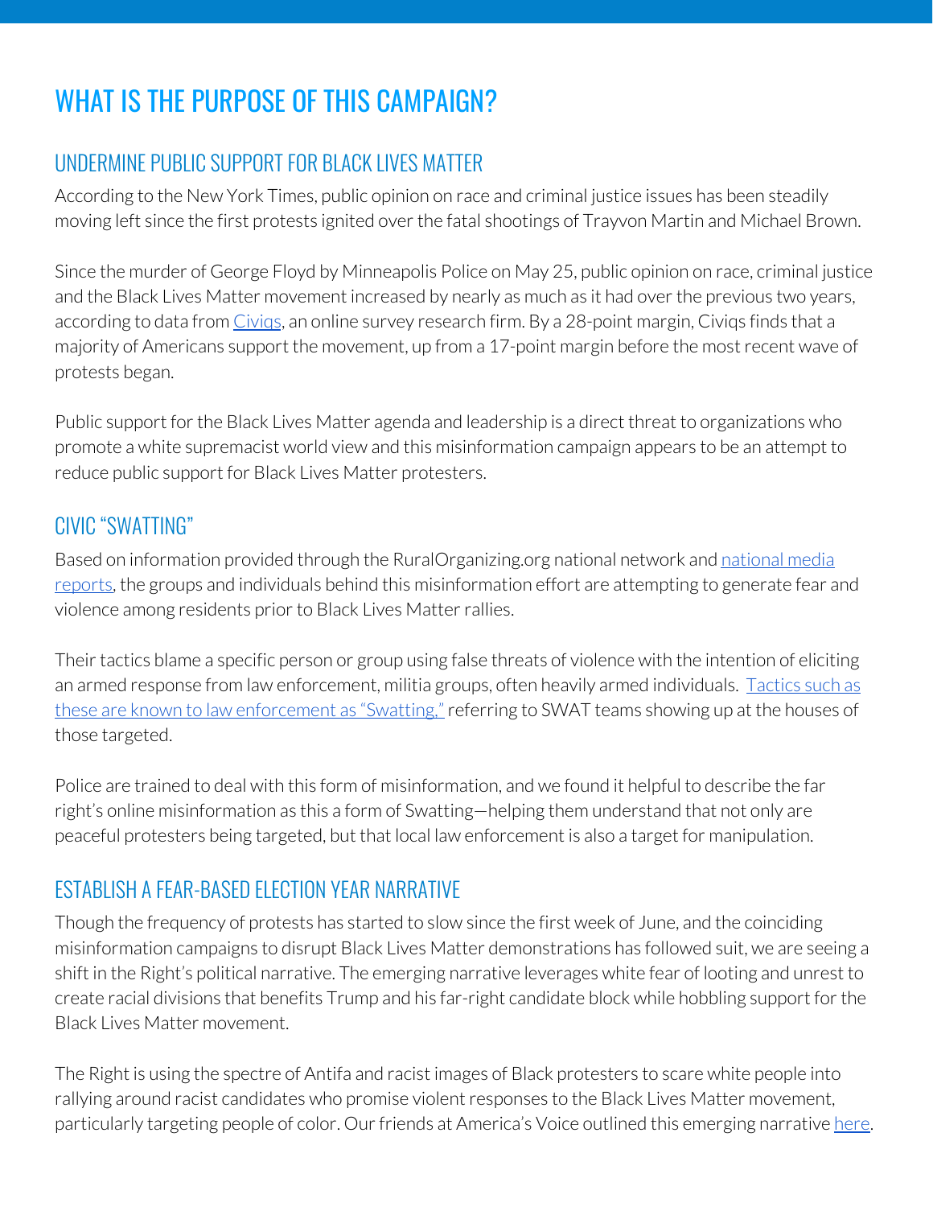# WHAT IS THE PURPOSE OF THIS CAMPAIGN?

## UNDERMINE PUBLIC SUPPORT FOR BLACK LIVES MATTER

According to the New York Times, public opinion on race and criminal justice issues has been steadily moving left since the first protests ignited over the fatal shootings of Trayvon Martin and Michael Brown.

Since the murder of George Floyd by Minneapolis Police on May 25, public opinion on race, criminal justice and the Black Lives Matter movement increased by nearly as much as it had over the previous two years, according to data from Civiqs, an online survey research firm. By a 28-point margin, Civiqs finds that a majority of Americans support the movement, up from a 17-point margin before the most recent wave of protests began.

Public support for the Black Lives Matter agenda and leadership is a direct threat to organizations who promote a white supremacist world view and this misinformation campaign appears to be an attempt to reduce public support for Black Lives Matter protesters.

## CIVIC "SWATTING"

Based on information provided through the RuralOrganizing.org national network and national media reports, the groups and individuals behind this misinformation effort are attempting to generate fear and violence among residents prior to Black Lives Matter rallies.

Their tactics blame a specific person or group using false threats of violence with the intention of eliciting an armed response from law enforcement, militia groups, often heavily armed individuals. Tactics such as these are known to law enforcement as "Swatting," referring to SWAT teams showing up at the houses of those targeted.

Police are trained to deal with this form of misinformation, and we found it helpful to describe the far right's online misinformation as this a form of Swatting—helping them understand that not only are peaceful protesters being targeted, but that local law enforcement is also a target for manipulation.

## ESTABLISH A FEAR-BASED ELECTION YEAR NARRATIVE

Though the frequency of protests has started to slow since the first week of June, and the coinciding misinformation campaigns to disrupt Black Lives Matter demonstrations has followed suit, we are seeing a shift in the Right's political narrative. The emerging narrative leverages white fear of looting and unrest to create racial divisions that benefits Trump and his far-right candidate block while hobbling support for the Black Lives Matter movement.

The Right is using the spectre of Antifa and racist images of Black protesters to scare white people into rallying around racist candidates who promise violent responses to the Black Lives Matter movement, particularly targeting people of color. Our friends at America's Voice outlined this emerging narrative here.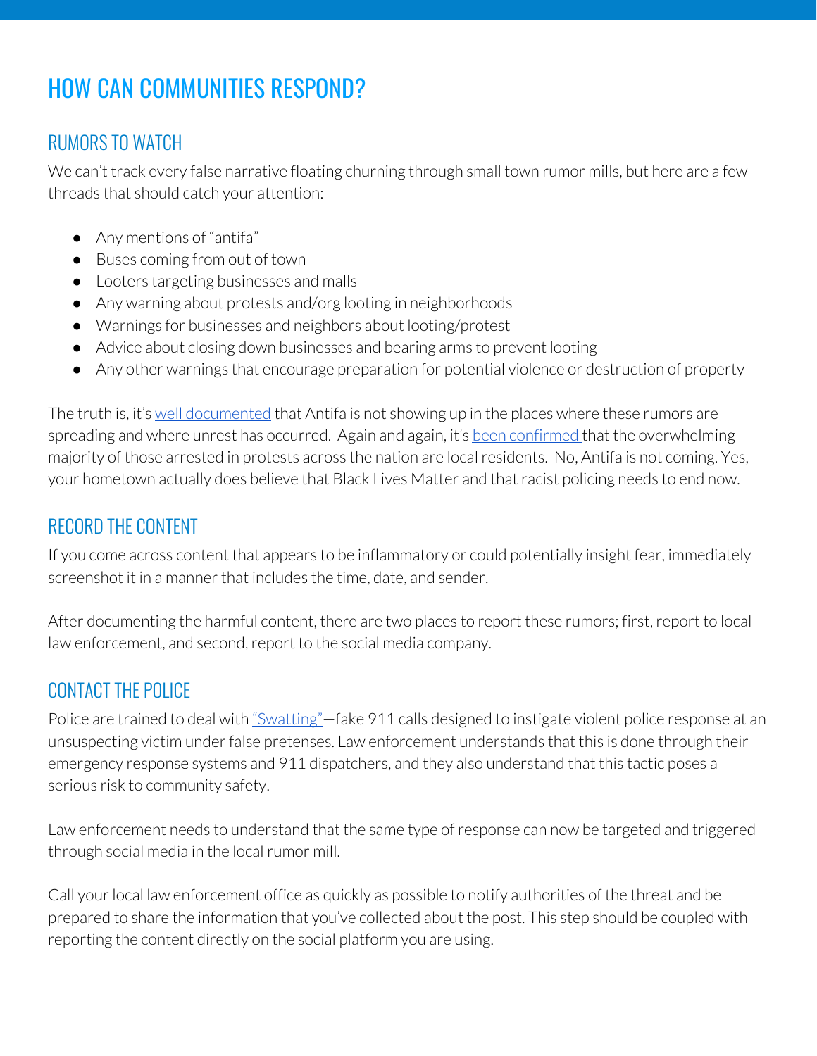# HOW CAN COMMUNITIES RESPOND?

## RUMORS TO WATCH

We can't track every false narrative floating churning through small town rumor mills, but here are a few threads that should catch your attention:

- Any mentions of "antifa"
- Buses coming from out of town
- Looters targeting businesses and malls
- Any warning about protests and/org looting in neighborhoods
- Warnings for businesses and neighbors about looting/protest
- Advice about closing down businesses and bearing arms to prevent looting
- Any other warnings that encourage preparation for potential violence or destruction of property

The truth is, it's well documented that Antifa is not showing up in the places where these rumors are spreading and where unrest has occurred. Again and again, it's been confirmed that the overwhelming majority of those arrested in protests across the nation are local residents. No, Antifa is not coming. Yes, your hometown actually does believe that Black Lives Matter and that racist policing needs to end now.

## RECORD THE CONTENT

If you come across content that appears to be inflammatory or could potentially insight fear, immediately screenshot it in a manner that includes the time, date, and sender.

After documenting the harmful content, there are two places to report these rumors; first, report to local law enforcement, and second, report to the social media company.

## CONTACT THE POLICE

Police are trained to deal with "Swatting"—fake 911 calls designed to instigate violent police response at an unsuspecting victim under false pretenses. Law enforcement understands that this is done through their emergency response systems and 911 dispatchers, and they also understand that this tactic poses a serious risk to community safety.

Law enforcement needs to understand that the same type of response can now be targeted and triggered through social media in the local rumor mill.

Call your local law enforcement office as quickly as possible to notify authorities of the threat and be prepared to share the information that you've collected about the post. This step should be coupled with reporting the content directly on the social platform you are using.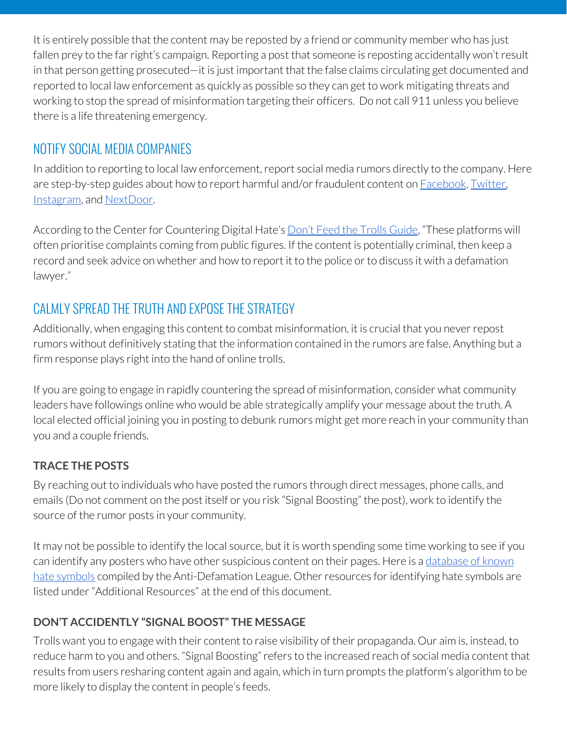It is entirely possible that the content may be reposted by a friend or community member who has just fallen prey to the far right's campaign. Reporting a post that someone is reposting accidentally won't result in that person getting prosecuted—it is just important that the false claims circulating get documented and reported to local law enforcement as quickly as possible so they can get to work mitigating threats and working to stop the spread of misinformation targeting their officers. Do not call 911 unless you believe there is a life threatening emergency.

## NOTIFY SOCIAL MEDIA COMPANIES

In addition to reporting to local law enforcement, report social media rumors directly to the company. Here are step-by-step guides about how to report harmful and/or fraudulent content on Facebook, Twitter, Instagram, and NextDoor.

According to the Center for Countering Digital Hate's Don't Feed the Trolls Guide, "These platforms will often prioritise complaints coming from public figures. If the content is potentially criminal, then keep a record and seek advice on whether and how to report it to the police or to discuss it with a defamation lawyer."

## CALMLY SPREAD THE TRUTH AND EXPOSE THE STRATEGY

Additionally, when engaging this content to combat misinformation, it is crucial that you never repost rumors without definitively stating that the information contained in the rumors are false. Anything but a firm response plays right into the hand of online trolls.

If you are going to engage in rapidly countering the spread of misinformation, consider what community leaders have followings online who would be able strategically amplify your message about the truth. A local elected official joining you in posting to debunk rumors might get more reach in your community than you and a couple friends.

### TRACE THE POSTS

By reaching out to individuals who have posted the rumors through direct messages, phone calls, and emails (Do not comment on the post itself or you risk "Signal Boosting" the post), work to identify the source of the rumor posts in your community.

It may not be possible to identify the local source, but it is worth spending some time working to see if you can identify any posters who have other suspicious content on their pages. Here is a database of known hate symbols compiled by the Anti-Defamation League. Other resources for identifying hate symbols are listed under "Additional Resources" at the end of this document.

### DON'T ACCIDENTLY "SIGNAL BOOST" THE MESSAGE

Trolls want you to engage with their content to raise visibility of their propaganda. Our aim is, instead, to reduce harm to you and others. "Signal Boosting" refers to the increased reach of social media content that results from users resharing content again and again, which in turn prompts the platform's algorithm to be more likely to display the content in people's feeds.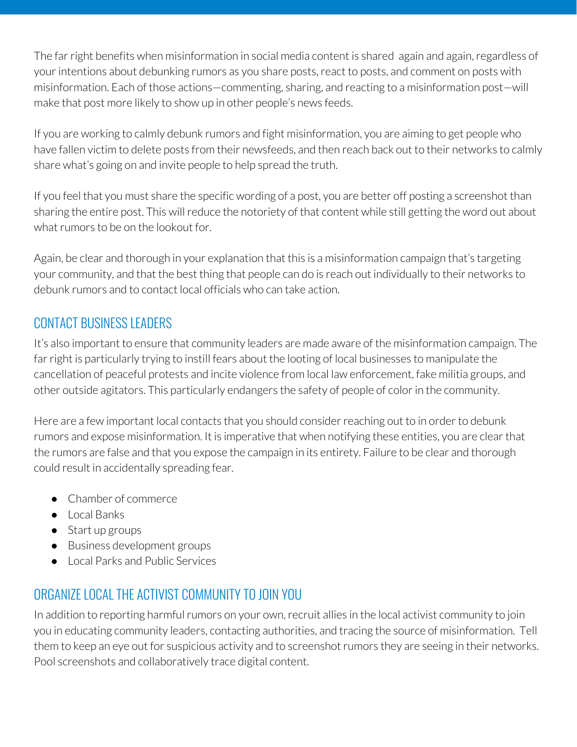The far right benefits when misinformation in social media content is shared  again and again, regardless of your intentions about debunking rumors as you share posts, react to posts, and comment on posts with misinformation. Each of those actions—commenting, sharing, and reacting to a misinformation post—will make that post more likely to show up in other people's news feeds.

If you are working to calmly debunk rumors and fight misinformation, you are aiming to get people who have fallen victim to delete posts from their newsfeeds, and then reach back out to their networks to calmly share what's going on and invite people to help spread the truth.

If you feel that you must share the specific wording of a post, you are better off posting a screenshot than sharing the entire post. This will reduce the notoriety of that content while still getting the word out about what rumors to be on the lookout for.

Again, be clear and thorough in your explanation that this is a misinformation campaign that's targeting your community, and that the best thing that people can do is reach out individually to their networks to debunk rumors and to contact local officials who can take action.

## CONTACT BUSINESS LEADERS

It's also important to ensure that community leaders are made aware of the misinformation campaign. The far right is particularly trying to instill fears about the looting of local businesses to manipulate the cancellation of peaceful protests and incite violence from local law enforcement, fake militia groups, and other outside agitators. This particularly endangers the safety of people of color in the community.

Here are a few important local contacts that you should consider reaching out to in order to debunk rumors and expose misinformation. It is imperative that when notifying these entities, you are clear that the rumors are false and that you expose the campaign in its entirety. Failure to be clear and thorough could result in accidentally spreading fear.

- Chamber of commerce
- Local Banks
- Start up groups
- Business development groups
- Local Parks and Public Services

## ORGANIZE LOCAL THE ACTIVIST COMMUNITY TO JOIN YOU

In addition to reporting harmful rumors on your own, recruit allies in the local activist community to join you in educating community leaders, contacting authorities, and tracing the source of misinformation.  Tell them to keep an eye out for suspicious activity and to screenshot rumors they are seeing in their networks. Pool screenshots and collaboratively trace digital content.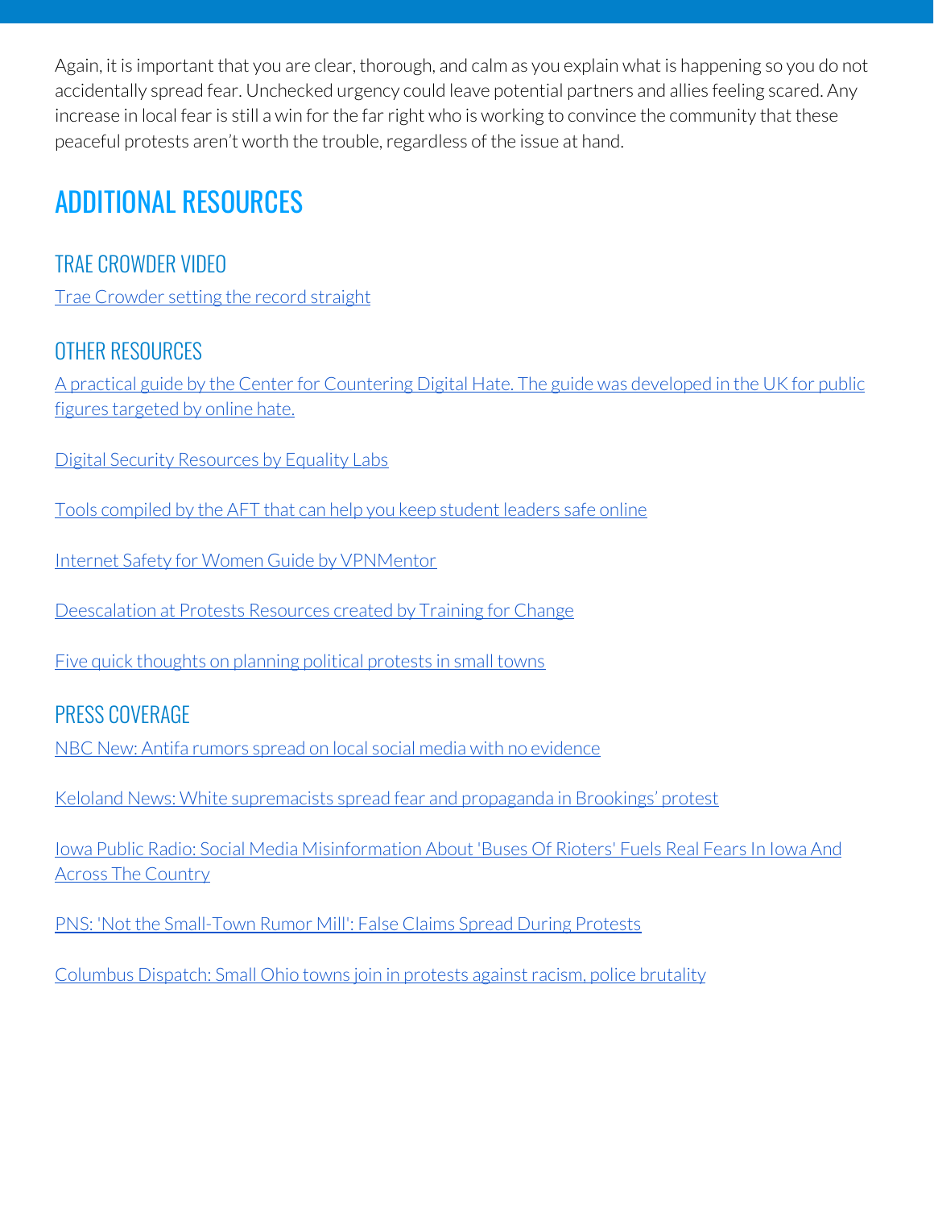Again, it is important that you are clear, thorough, and calm as you explain what is happening so you do not accidentally spread fear. Unchecked urgency could leave potential partners and allies feeling scared. Any increase in local fear is still a win for the far right who is working to convince the community that these peaceful protests aren't worth the trouble, regardless of the issue at hand.

## ADDITIONAL RESOURCES

### TRAE CROWDER VIDEO

Trae Crowder setting the record straight

### OTHER RESOURCES

A practical guide by the Center for Countering Digital Hate. The guide was developed in the UK for public figures targeted by online hate.

Digital Security Resources by Equality Labs

Tools compiled by the AFT that can help you keep student leaders safe online

Internet Safety for Women Guide by VPNMentor

Deescalation at Protests Resources created by Training for Change

Five quick thoughts on planning political protests in small towns

### PRESS COVERAGE

NBC New: Antifa rumors spread on local social media with no evidence

Keloland News: White supremacists spread fear and propaganda in Brookings' protest

Iowa Public Radio: Social Media Misinformation About 'Buses Of Rioters' Fuels Real Fears In Iowa And Across The Country

PNS: 'Not the Small-Town Rumor Mill': False Claims Spread During Protests

Columbus Dispatch: Small Ohio towns join in protests against racism, police brutality